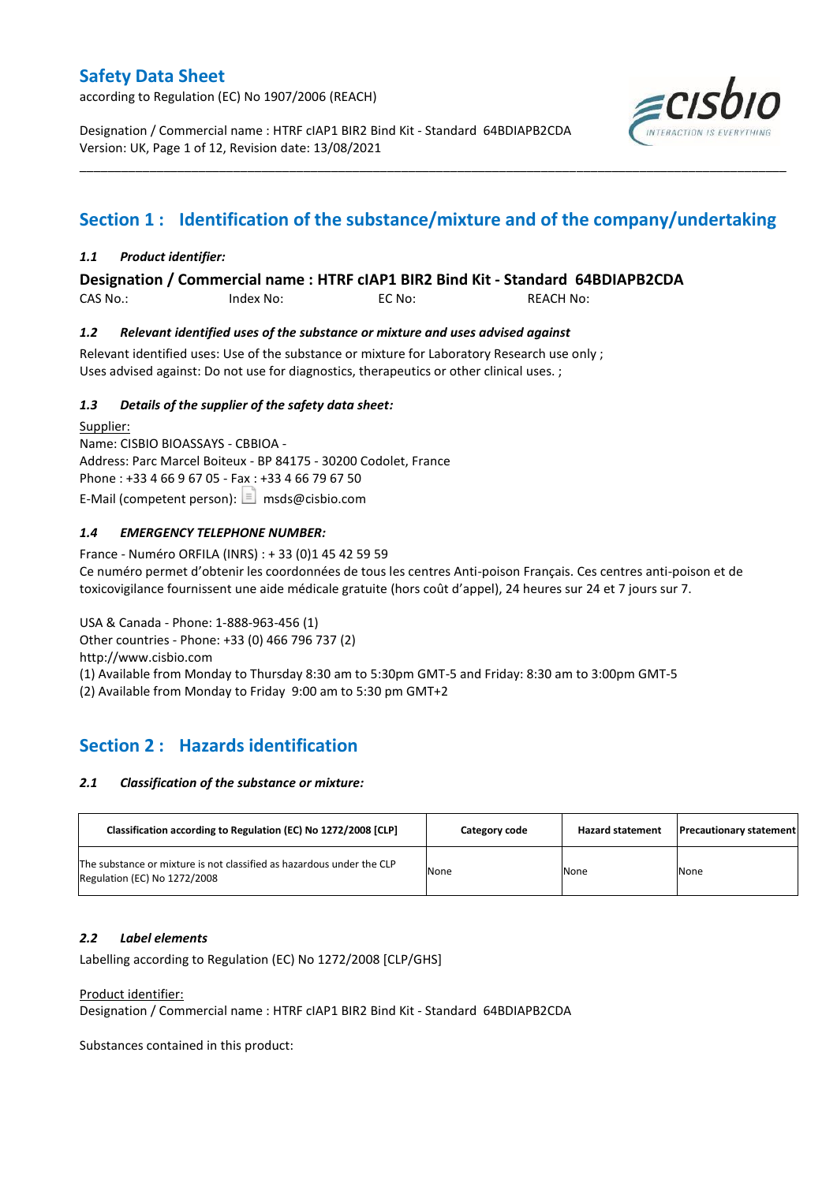# Safety Data Sheet

according to Regulation (EC) No 1907/2006 (REACH)

Designation / Commercial name : HTRF cIAP1 BIR2 Bind Kit - Standard 64BDIAPB2CDA
Version: UK, Page 1 of 12, Revision date: 13/08/2021

## Section 1 : Identification of the substance/mixture and of the company/undertaking

### *1.1 Product identifier:*

**Designation / Commercial name : HTRF cIAP1 BIR2 Bind Kit - Standard 64BDIAPB2CDA**

CAS No.: Index No: EC No: REACH No:

### *1.2 Relevant identified uses of the substance or mixture and uses advised against*

Relevant identified uses: Use of the substance or mixture for Laboratory Research use only ;
Uses advised against: Do not use for diagnostics, therapeutics or other clinical uses. ;

### *1.3 Details of the supplier of the safety data sheet:*

Supplier:
Name: CISBIO BIOASSAYS - CBBIOA -
Address: Parc Marcel Boiteux - BP 84175 - 30200 Codolet, France
Phone : +33 4 66 9 67 05 - Fax : +33 4 66 79 67 50
E-Mail (competent person): msds@cisbio.com

### *1.4 EMERGENCY TELEPHONE NUMBER:*

France - Numéro ORFILA (INRS) : + 33 (0)1 45 42 59 59
Ce numéro permet d'obtenir les coordonnées de tous les centres Anti-poison Français. Ces centres anti-poison et de toxicovigilance fournissent une aide médicale gratuite (hors coût d'appel), 24 heures sur 24 et 7 jours sur 7.

USA & Canada - Phone: 1-888-963-456 (1)
Other countries - Phone: +33 (0) 466 796 737 (2)
http://www.cisbio.com
(1) Available from Monday to Thursday 8:30 am to 5:30pm GMT-5 and Friday: 8:30 am to 3:00pm GMT-5
(2) Available from Monday to Friday 9:00 am to 5:30 pm GMT+2

## Section 2 : Hazards identification

### *2.1 Classification of the substance or mixture:*

| Classification according to Regulation (EC) No 1272/2008 [CLP] | Category code | Hazard statement | Precautionary statement |
| --- | --- | --- | --- |
| The substance or mixture is not classified as hazardous under the CLP Regulation (EC) No 1272/2008 | None | None | None |

### *2.2 Label elements*

Labelling according to Regulation (EC) No 1272/2008 [CLP/GHS]

Product identifier:
Designation / Commercial name : HTRF cIAP1 BIR2 Bind Kit - Standard 64BDIAPB2CDA

Substances contained in this product: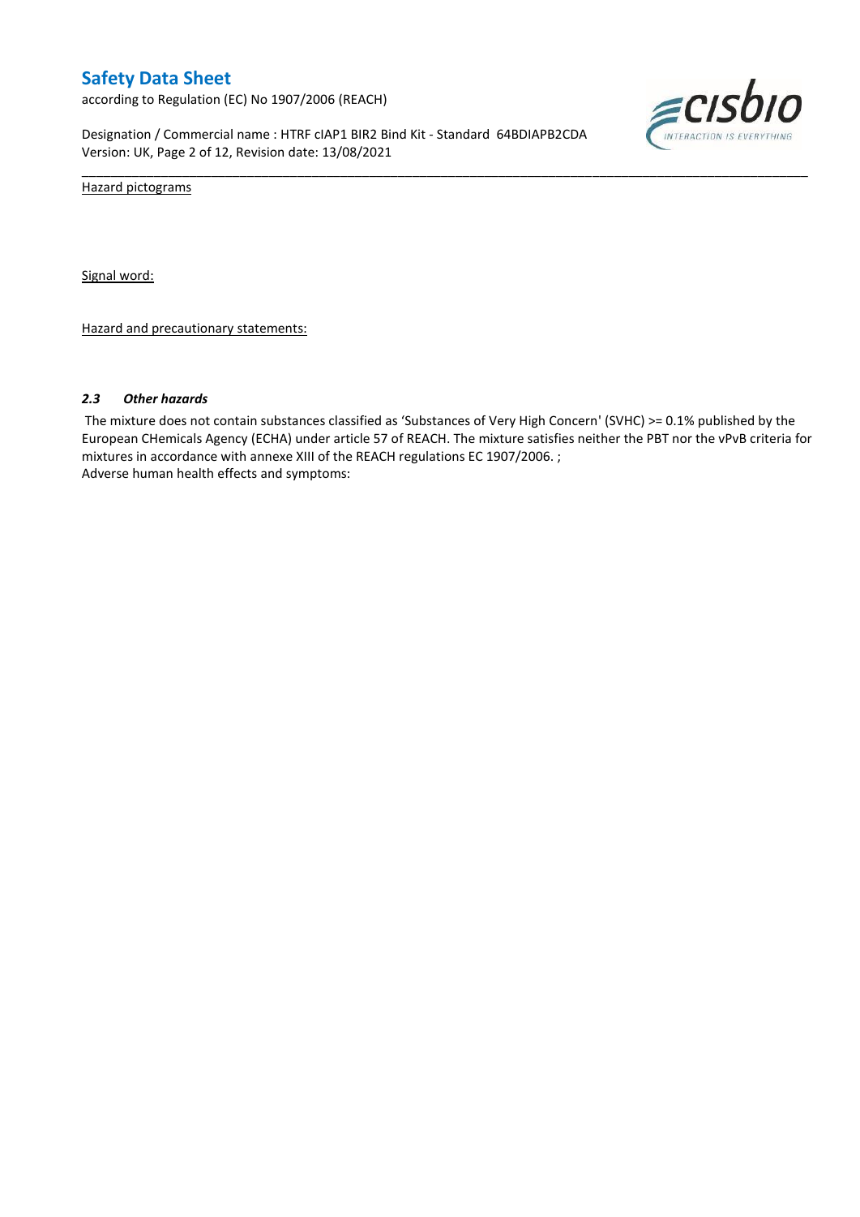Hazard pictograms

Signal word:

Hazard and precautionary statements:

### *2.3 Other hazards*

The mixture does not contain substances classified as 'Substances of Very High Concern' (SVHC) >= 0.1% published by the European CHemicals Agency (ECHA) under article 57 of REACH. The mixture satisfies neither the PBT nor the vPvB criteria for mixtures in accordance with annexe XIII of the REACH regulations EC 1907/2006. ;

Adverse human health effects and symptoms: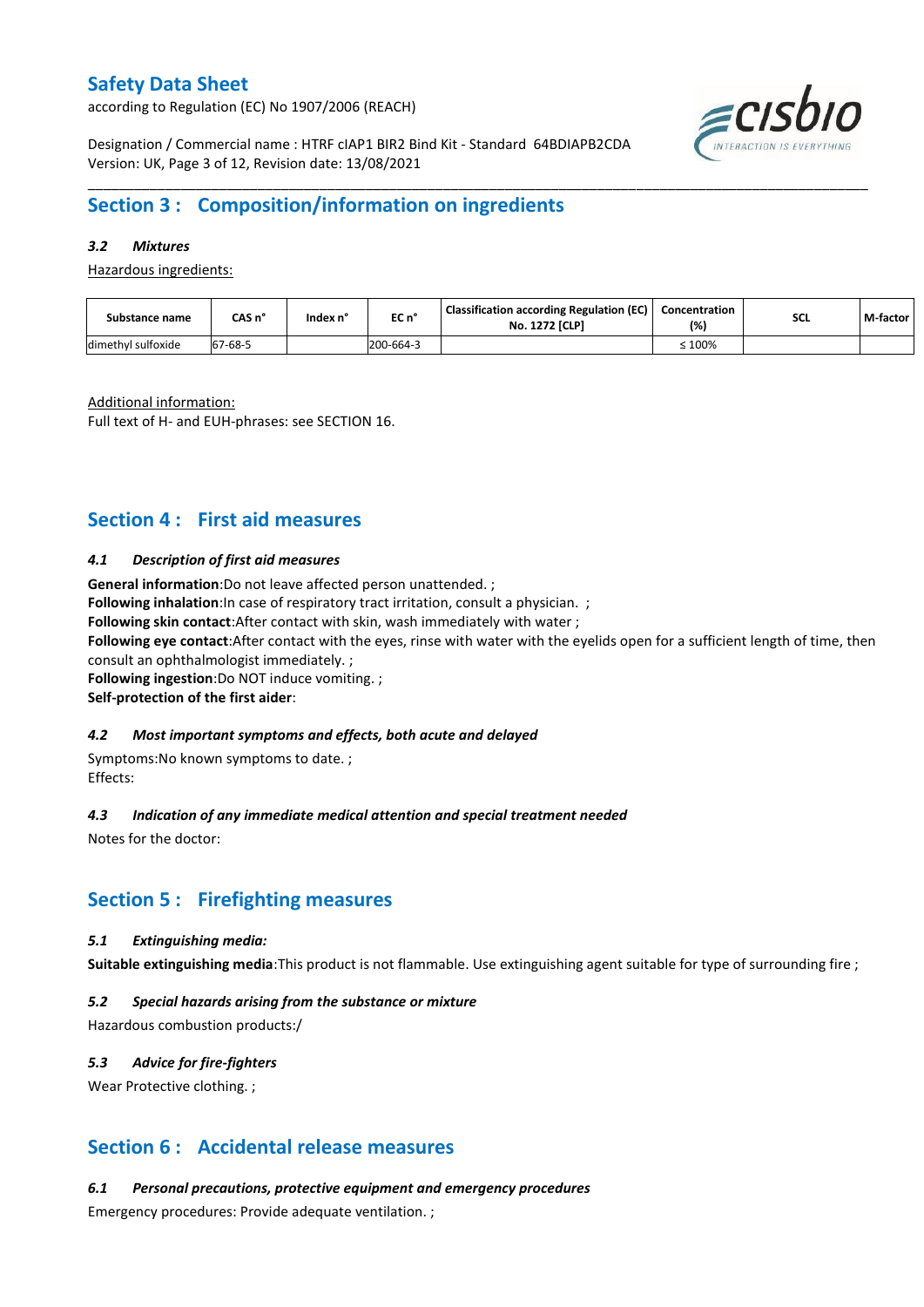## Section 3 : Composition/information on ingredients

### *3.2 Mixtures*

Hazardous ingredients:

| Substance name | CAS n° | Index n° | EC n° | Classification according Regulation (EC) No. 1272 [CLP] | Concentration (%) | SCL | M-factor |
|---|---|---|---|---|---|---|---|
| dimethyl sulfoxide | 67-68-5 | | 200-664-3 | | ≤ 100% | | |

Additional information:
Full text of H- and EUH-phrases: see SECTION 16.

## Section 4 : First aid measures

### *4.1 Description of first aid measures*

**General information**:Do not leave affected person unattended. ;
**Following inhalation**:In case of respiratory tract irritation, consult a physician. ;
**Following skin contact**:After contact with skin, wash immediately with water ;
**Following eye contact**:After contact with the eyes, rinse with water with the eyelids open for a sufficient length of time, then consult an ophthalmologist immediately. ;
**Following ingestion**:Do NOT induce vomiting. ;
**Self-protection of the first aider**:

### *4.2 Most important symptoms and effects, both acute and delayed*

Symptoms:No known symptoms to date. ;
Effects:

### *4.3 Indication of any immediate medical attention and special treatment needed*

Notes for the doctor:

## Section 5 : Firefighting measures

### *5.1 Extinguishing media:*

**Suitable extinguishing media**:This product is not flammable. Use extinguishing agent suitable for type of surrounding fire ;

### *5.2 Special hazards arising from the substance or mixture*

Hazardous combustion products:/

### *5.3 Advice for fire-fighters*

Wear Protective clothing. ;

## Section 6 : Accidental release measures

### *6.1 Personal precautions, protective equipment and emergency procedures*

Emergency procedures: Provide adequate ventilation. ;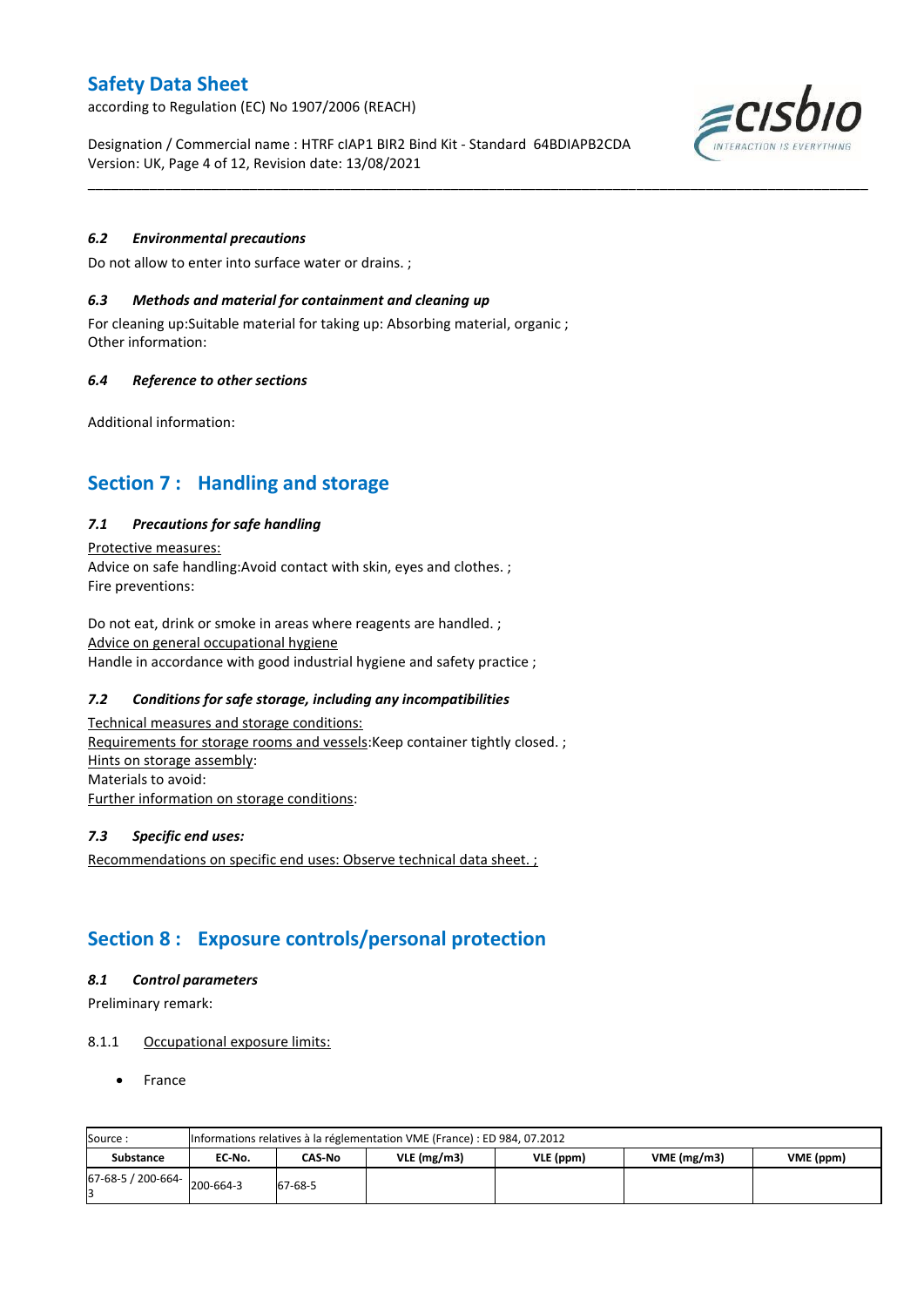### 6.2 Environmental precautions

Do not allow to enter into surface water or drains. ;

### 6.3 Methods and material for containment and cleaning up

For cleaning up:Suitable material for taking up: Absorbing material, organic ;
Other information:

### 6.4 Reference to other sections

Additional information:

## Section 7 : Handling and storage

### 7.1 Precautions for safe handling

Protective measures:
Advice on safe handling:Avoid contact with skin, eyes and clothes. ;
Fire preventions:

Do not eat, drink or smoke in areas where reagents are handled. ;
Advice on general occupational hygiene
Handle in accordance with good industrial hygiene and safety practice ;

### 7.2 Conditions for safe storage, including any incompatibilities

Technical measures and storage conditions:
Requirements for storage rooms and vessels:Keep container tightly closed. ;
Hints on storage assembly:
Materials to avoid:
Further information on storage conditions:

### 7.3 Specific end uses:

Recommendations on specific end uses: Observe technical data sheet. ;

## Section 8 : Exposure controls/personal protection

### 8.1 Control parameters

Preliminary remark:

8.1.1 Occupational exposure limits:

- France

| Source : | Informations relatives à la réglementation VME (France) : ED 984, 07.2012 | | | | | |
|---|---|---|---|---|---|---|
| **Substance** | **EC-No.** | **CAS-No** | **VLE (mg/m3)** | **VLE (ppm)** | **VME (mg/m3)** | **VME (ppm)** |
| 67-68-5 / 200-664-3 | 200-664-3 | 67-68-5 | | | | |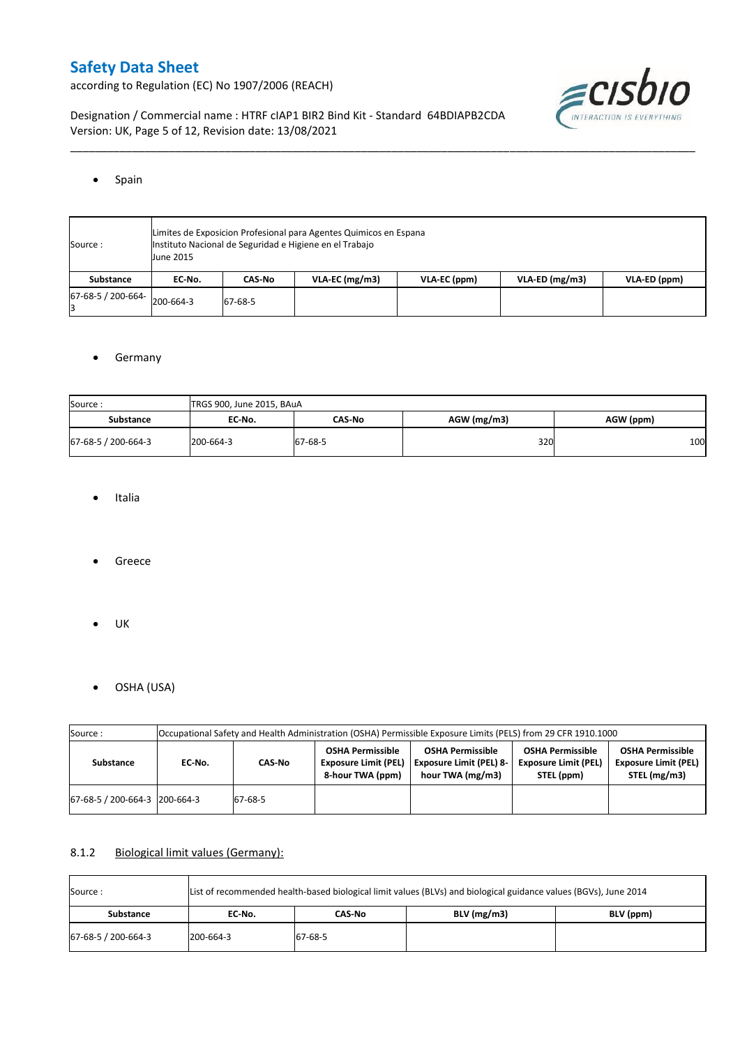- Spain

| Source : | Limites de Exposicion Profesional para Agentes Quimicos en Espana<br>Instituto Nacional de Seguridad e Higiene en el Trabajo<br>June 2015 | | | | | |
|---|---|---|---|---|---|---|
| **Substance** | **EC-No.** | **CAS-No** | **VLA-EC (mg/m3)** | **VLA-EC (ppm)** | **VLA-ED (mg/m3)** | **VLA-ED (ppm)** |
| 67-68-5 / 200-664-3 | 200-664-3 | 67-68-5 | | | | |

- Germany

| Source : | TRGS 900, June 2015, BAuA | | | |
|---|---|---|---|---|
| **Substance** | **EC-No.** | **CAS-No** | **AGW (mg/m3)** | **AGW (ppm)** |
| 67-68-5 / 200-664-3 | 200-664-3 | 67-68-5 | 320 | 100 |

- Italia

- Greece

- UK

- OSHA (USA)

| Source : | Occupational Safety and Health Administration (OSHA) Permissible Exposure Limits (PELS) from 29 CFR 1910.1000 | | | | | |
|---|---|---|---|---|---|---|
| **Substance** | **EC-No.** | **CAS-No** | **OSHA Permissible Exposure Limit (PEL) 8-hour TWA (ppm)** | **OSHA Permissible Exposure Limit (PEL) 8-hour TWA (mg/m3)** | **OSHA Permissible Exposure Limit (PEL) STEL (ppm)** | **OSHA Permissible Exposure Limit (PEL) STEL (mg/m3)** |
| 67-68-5 / 200-664-3 | 200-664-3 | 67-68-5 | | | | |

### 8.1.2 Biological limit values (Germany):

| Source : | List of recommended health-based biological limit values (BLVs) and biological guidance values (BGVs), June 2014 | | | |
|---|---|---|---|---|
| **Substance** | **EC-No.** | **CAS-No** | **BLV (mg/m3)** | **BLV (ppm)** |
| 67-68-5 / 200-664-3 | 200-664-3 | 67-68-5 | | |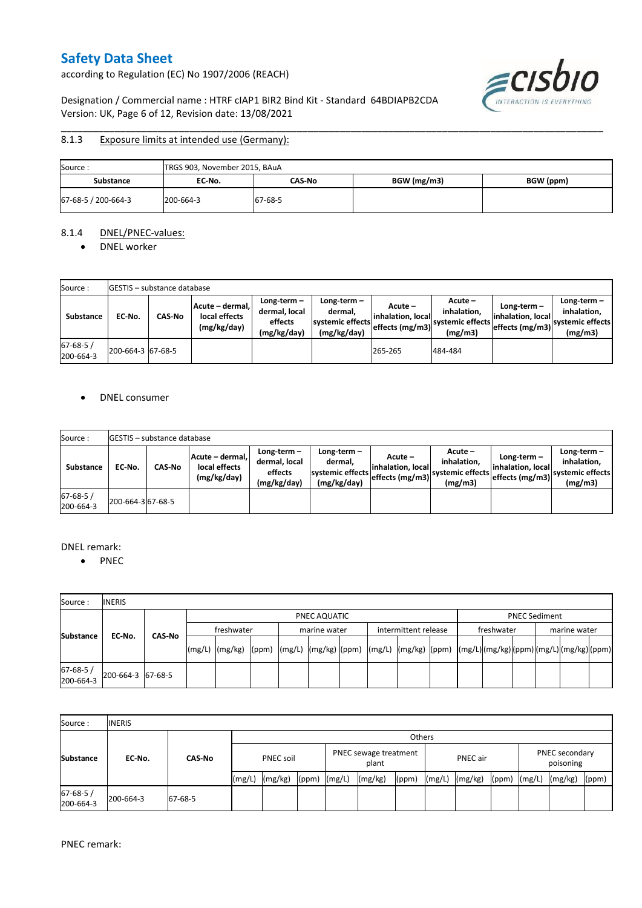### 8.1.3 Exposure limits at intended use (Germany):

| Source : | TRGS 903, November 2015, BAuA | | | |
|---|---|---|---|---|
| **Substance** | **EC-No.** | **CAS-No** | **BGW (mg/m3)** | **BGW (ppm)** |
| 67-68-5 / 200-664-3 | 200-664-3 | 67-68-5 | | |

### 8.1.4 DNEL/PNEC-values:

- DNEL worker

| Source : | GESTIS – substance database | | | | | | | | |
|---|---|---|---|---|---|---|---|---|---|
| **Substance** | **EC-No.** | **CAS-No** | **Acute – dermal, local effects (mg/kg/day)** | **Long-term – dermal, local effects (mg/kg/day)** | **Long-term – dermal, systemic effects (mg/kg/day)** | **Acute – inhalation, local effects (mg/m3)** | **Acute – inhalation, systemic effects (mg/m3)** | **Long-term – inhalation, local effects (mg/m3)** | **Long-term – inhalation, systemic effects (mg/m3)** |
| 67-68-5 / 200-664-3 | 200-664-3 | 67-68-5 | | | | 265-265 | 484-484 | | |

- DNEL consumer

| Source : | GESTIS – substance database | | | | | | | | |
|---|---|---|---|---|---|---|---|---|---|
| **Substance** | **EC-No.** | **CAS-No** | **Acute – dermal, local effects (mg/kg/day)** | **Long-term – dermal, local effects (mg/kg/day)** | **Long-term – dermal, systemic effects (mg/kg/day)** | **Acute – inhalation, local effects (mg/m3)** | **Acute – inhalation, systemic effects (mg/m3)** | **Long-term – inhalation, local effects (mg/m3)** | **Long-term – inhalation, systemic effects (mg/m3)** |
| 67-68-5 / 200-664-3 | 200-664-3 | 67-68-5 | | | | | | | |

DNEL remark:

- PNEC

| Source : | INERIS | | | | | | | | | | | | | | | | | | | | |
|---|---|---|---|---|---|---|---|---|---|---|---|---|---|---|---|---|---|---|---|---|---|
| **Substance** | **EC-No.** | **CAS-No** | PNEC AQUATIC | | | | | | | | | PNEC Sediment | | | | | |
| | | | freshwater | | | marine water | | | intermittent release | | | freshwater | | | marine water | | |
| | | | (mg/L) | (mg/kg) | (ppm) | (mg/L) | (mg/kg) | (ppm) | (mg/L) | (mg/kg) | (ppm) | (mg/L) | (mg/kg) | (ppm) | (mg/L) | (mg/kg) | (ppm) |
| 67-68-5 / 200-664-3 | 200-664-3 | 67-68-5 | | | | | | | | | | | | | | | |

| Source : | INERIS | | | | | | | | | | | | | |
|---|---|---|---|---|---|---|---|---|---|---|---|---|---|---|
| **Substance** | **EC-No.** | **CAS-No** | Others | | | | | | | | | | | |
| | | | PNEC soil | | | PNEC sewage treatment plant | | | PNEC air | | | PNEC secondary poisoning | | |
| | | | (mg/L) | (mg/kg) | (ppm) | (mg/L) | (mg/kg) | (ppm) | (mg/L) | (mg/kg) | (ppm) | (mg/L) | (mg/kg) | (ppm) |
| 67-68-5 / 200-664-3 | 200-664-3 | 67-68-5 | | | | | | | | | | | | |

PNEC remark: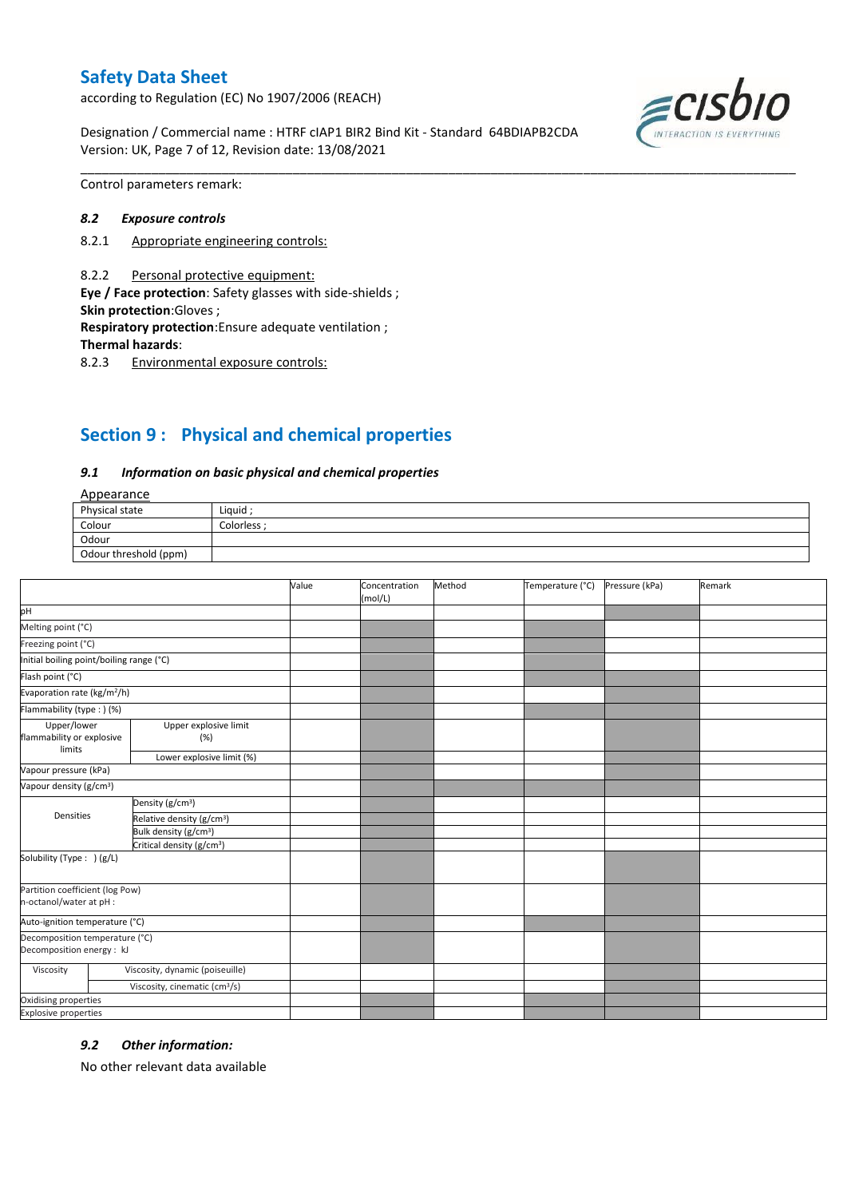Control parameters remark:

### *8.2 Exposure controls*

8.2.1 Appropriate engineering controls:

8.2.2 Personal protective equipment:

**Eye / Face protection**: Safety glasses with side-shields ;
**Skin protection**:Gloves ;
**Respiratory protection**:Ensure adequate ventilation ;
**Thermal hazards**:

8.2.3 Environmental exposure controls:

## Section 9 : Physical and chemical properties

### *9.1 Information on basic physical and chemical properties*

Appearance

| Physical state | Liquid ; |
|---|---|
| Colour | Colorless ; |
| Odour | |
| Odour threshold (ppm) | |

| | | Value | Concentration (mol/L) | Method | Temperature (°C) | Pressure (kPa) | Remark |
|---|---|---|---|---|---|---|---|
| pH | | | | | | | |
| Melting point (°C) | | | | | | | |
| Freezing point (°C) | | | | | | | |
| Initial boiling point/boiling range (°C) | | | | | | | |
| Flash point (°C) | | | | | | | |
| Evaporation rate (kg/m²/h) | | | | | | | |
| Flammability (type : ) (%) | | | | | | | |
| Upper/lower flammability or explosive limits | Upper explosive limit (%) | | | | | | |
| | Lower explosive limit (%) | | | | | | |
| Vapour pressure (kPa) | | | | | | | |
| Vapour density (g/cm³) | | | | | | | |
| Densities | Density (g/cm³) | | | | | | |
| | Relative density (g/cm³) | | | | | | |
| | Bulk density (g/cm³) | | | | | | |
| | Critical density (g/cm³) | | | | | | |
| Solubility (Type : ) (g/L) | | | | | | | |
| Partition coefficient (log Pow) n-octanol/water at pH : | | | | | | | |
| Auto-ignition temperature (°C) | | | | | | | |
| Decomposition temperature (°C) Decomposition energy : kJ | | | | | | | |
| Viscosity | Viscosity, dynamic (poiseuille) | | | | | | |
| | Viscosity, cinematic (cm³/s) | | | | | | |
| Oxidising properties | | | | | | | |
| Explosive properties | | | | | | | |

### *9.2 Other information:*

No other relevant data available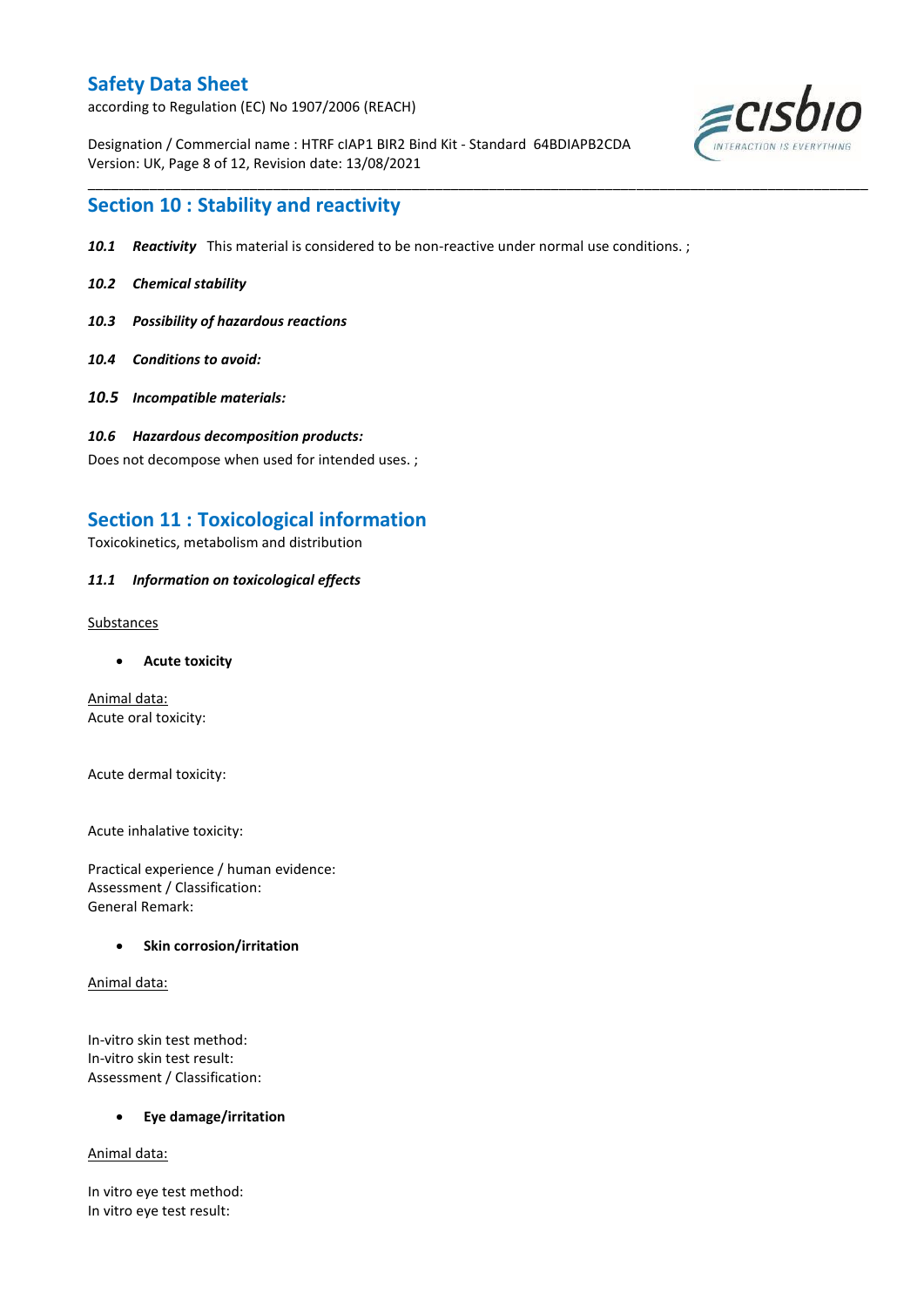## Section 10 : Stability and reactivity

***10.1 Reactivity*** This material is considered to be non-reactive under normal use conditions. ;

***10.2 Chemical stability***

***10.3 Possibility of hazardous reactions***

***10.4 Conditions to avoid:***

***10.5 Incompatible materials:***

***10.6 Hazardous decomposition products:***

Does not decompose when used for intended uses. ;

## Section 11 : Toxicological information

Toxicokinetics, metabolism and distribution

***11.1 Information on toxicological effects***

Substances

- **Acute toxicity**

Animal data:
Acute oral toxicity:

Acute dermal toxicity:

Acute inhalative toxicity:

Practical experience / human evidence:
Assessment / Classification:
General Remark:

- **Skin corrosion/irritation**

Animal data:

In-vitro skin test method:
In-vitro skin test result:
Assessment / Classification:

- **Eye damage/irritation**

Animal data:

In vitro eye test method:
In vitro eye test result: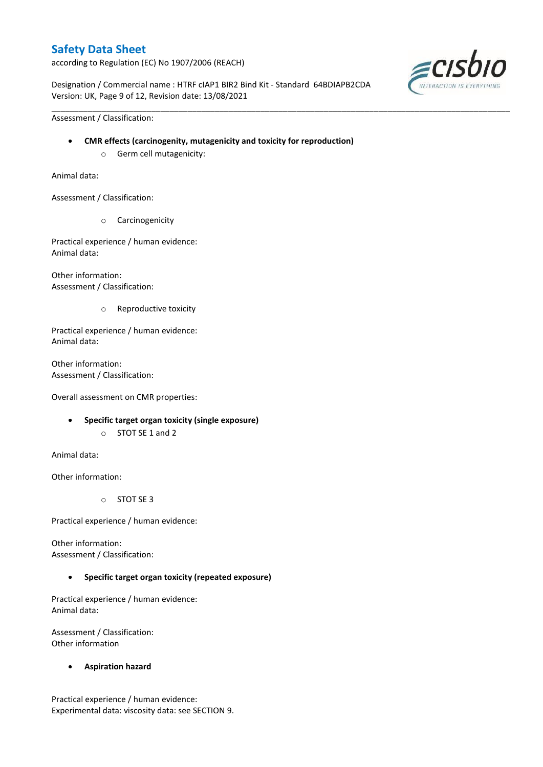Assessment / Classification:

- **CMR effects (carcinogenity, mutagenicity and toxicity for reproduction)**
    - Germ cell mutagenicity:

Animal data:

Assessment / Classification:

- 
    - Carcinogenicity

Practical experience / human evidence:
Animal data:

Other information:
Assessment / Classification:

- 
    - Reproductive toxicity

Practical experience / human evidence:
Animal data:

Other information:
Assessment / Classification:

Overall assessment on CMR properties:

- **Specific target organ toxicity (single exposure)**
    - STOT SE 1 and 2

Animal data:

Other information:

- 
    - STOT SE 3

Practical experience / human evidence:

Other information:
Assessment / Classification:

- **Specific target organ toxicity (repeated exposure)**

Practical experience / human evidence:
Animal data:

Assessment / Classification:
Other information

- **Aspiration hazard**

Practical experience / human evidence:
Experimental data: viscosity data: see SECTION 9.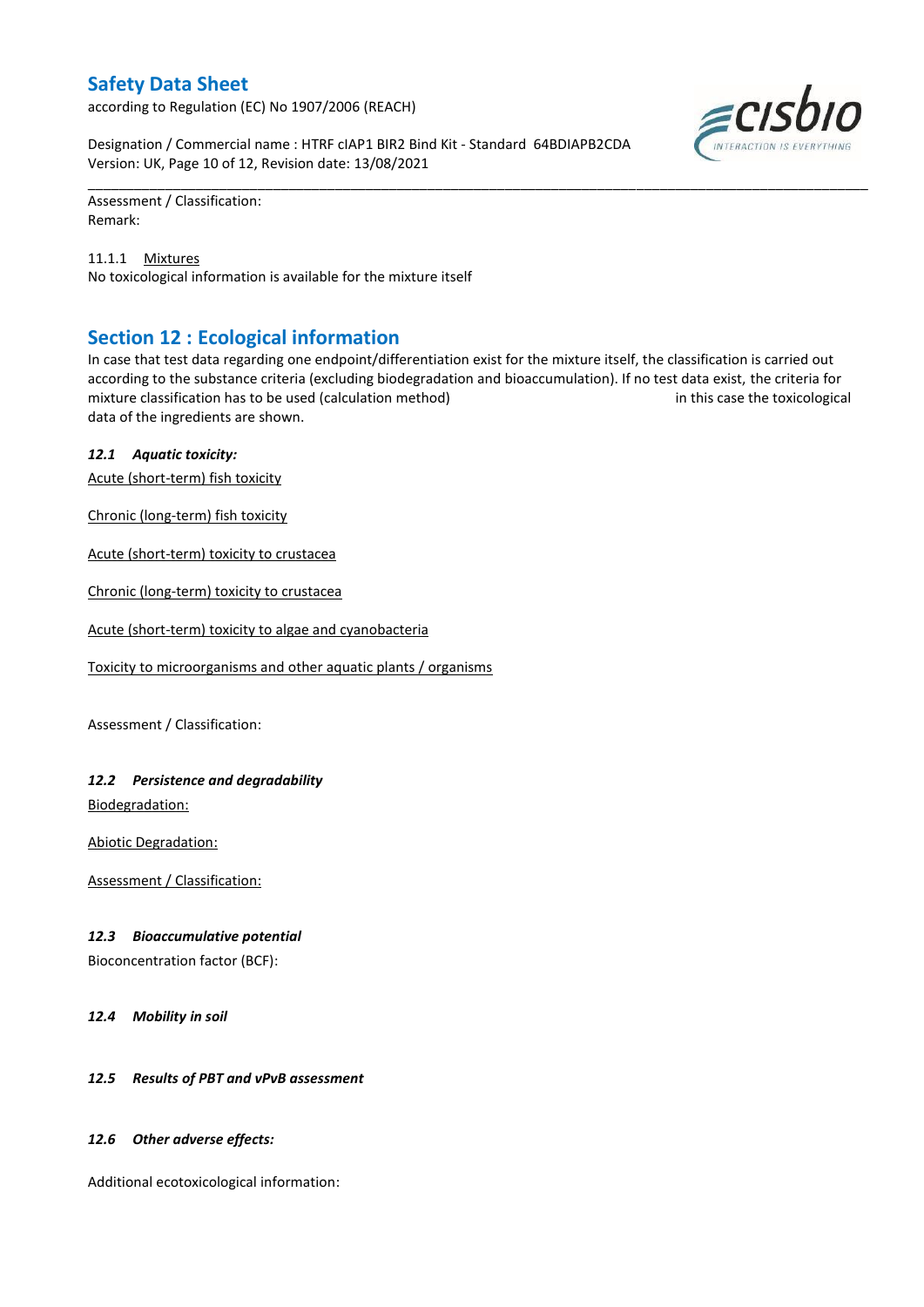Assessment / Classification:
Remark:

11.1.1 Mixtures
No toxicological information is available for the mixture itself

## Section 12 : Ecological information

In case that test data regarding one endpoint/differentiation exist for the mixture itself, the classification is carried out according to the substance criteria (excluding biodegradation and bioaccumulation). If no test data exist, the criteria for mixture classification has to be used (calculation method) in this case the toxicological data of the ingredients are shown.

### *12.1 Aquatic toxicity:*

Acute (short-term) fish toxicity

Chronic (long-term) fish toxicity

Acute (short-term) toxicity to crustacea

Chronic (long-term) toxicity to crustacea

Acute (short-term) toxicity to algae and cyanobacteria

Toxicity to microorganisms and other aquatic plants / organisms

Assessment / Classification:

### *12.2 Persistence and degradability*

Biodegradation:

Abiotic Degradation:

Assessment / Classification:

### *12.3 Bioaccumulative potential*

Bioconcentration factor (BCF):

### *12.4 Mobility in soil*

### *12.5 Results of PBT and vPvB assessment*

### *12.6 Other adverse effects:*

Additional ecotoxicological information: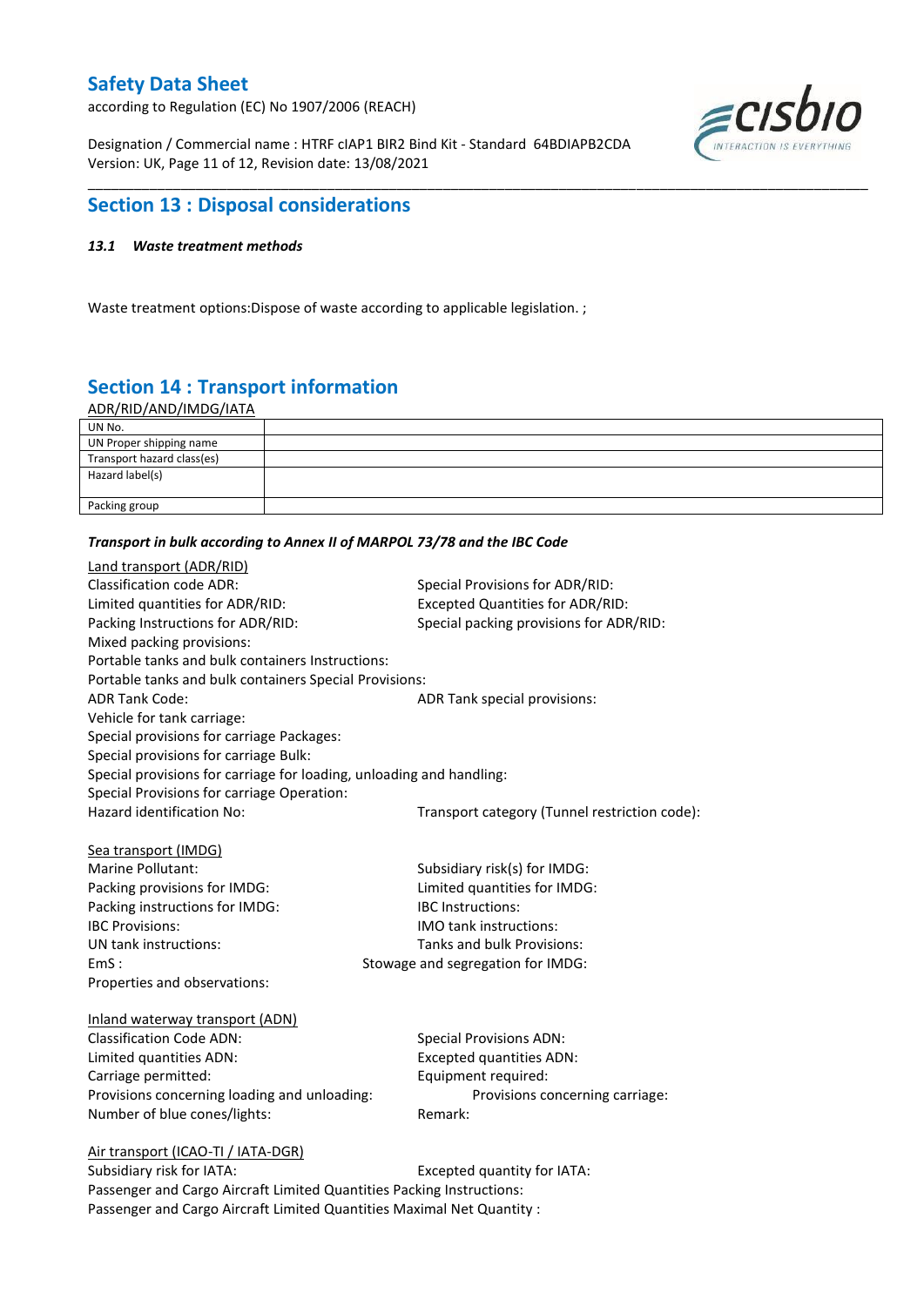## Section 13 : Disposal considerations

### *13.1 Waste treatment methods*

Waste treatment options:Dispose of waste according to applicable legislation. ;

## Section 14 : Transport information

ADR/RID/AND/IMDG/IATA

| | |
|---|---|
| UN No. | |
| UN Proper shipping name | |
| Transport hazard class(es) | |
| Hazard label(s) | |
| Packing group | |

***Transport in bulk according to Annex II of MARPOL 73/78 and the IBC Code***

Land transport (ADR/RID)

Classification code ADR:
Special Provisions for ADR/RID:
Limited quantities for ADR/RID:
Excepted Quantities for ADR/RID:
Packing Instructions for ADR/RID:
Special packing provisions for ADR/RID:
Mixed packing provisions:
Portable tanks and bulk containers Instructions:
Portable tanks and bulk containers Special Provisions:
ADR Tank Code:
ADR Tank special provisions:
Vehicle for tank carriage:
Special provisions for carriage Packages:
Special provisions for carriage Bulk:
Special provisions for carriage for loading, unloading and handling:
Special Provisions for carriage Operation:
Hazard identification No:
Transport category (Tunnel restriction code):

Sea transport (IMDG)

Marine Pollutant:
Subsidiary risk(s) for IMDG:
Packing provisions for IMDG:
Limited quantities for IMDG:
Packing instructions for IMDG:
IBC Instructions:
IBC Provisions:
IMO tank instructions:
UN tank instructions:
Tanks and bulk Provisions:
EmS :
Stowage and segregation for IMDG:
Properties and observations:

Inland waterway transport (ADN)

Classification Code ADN:
Special Provisions ADN:
Limited quantities ADN:
Excepted quantities ADN:
Carriage permitted:
Equipment required:
Provisions concerning loading and unloading:
Provisions concerning carriage:
Number of blue cones/lights:
Remark:

Air transport (ICAO-TI / IATA-DGR)

Subsidiary risk for IATA:
Excepted quantity for IATA:
Passenger and Cargo Aircraft Limited Quantities Packing Instructions:
Passenger and Cargo Aircraft Limited Quantities Maximal Net Quantity :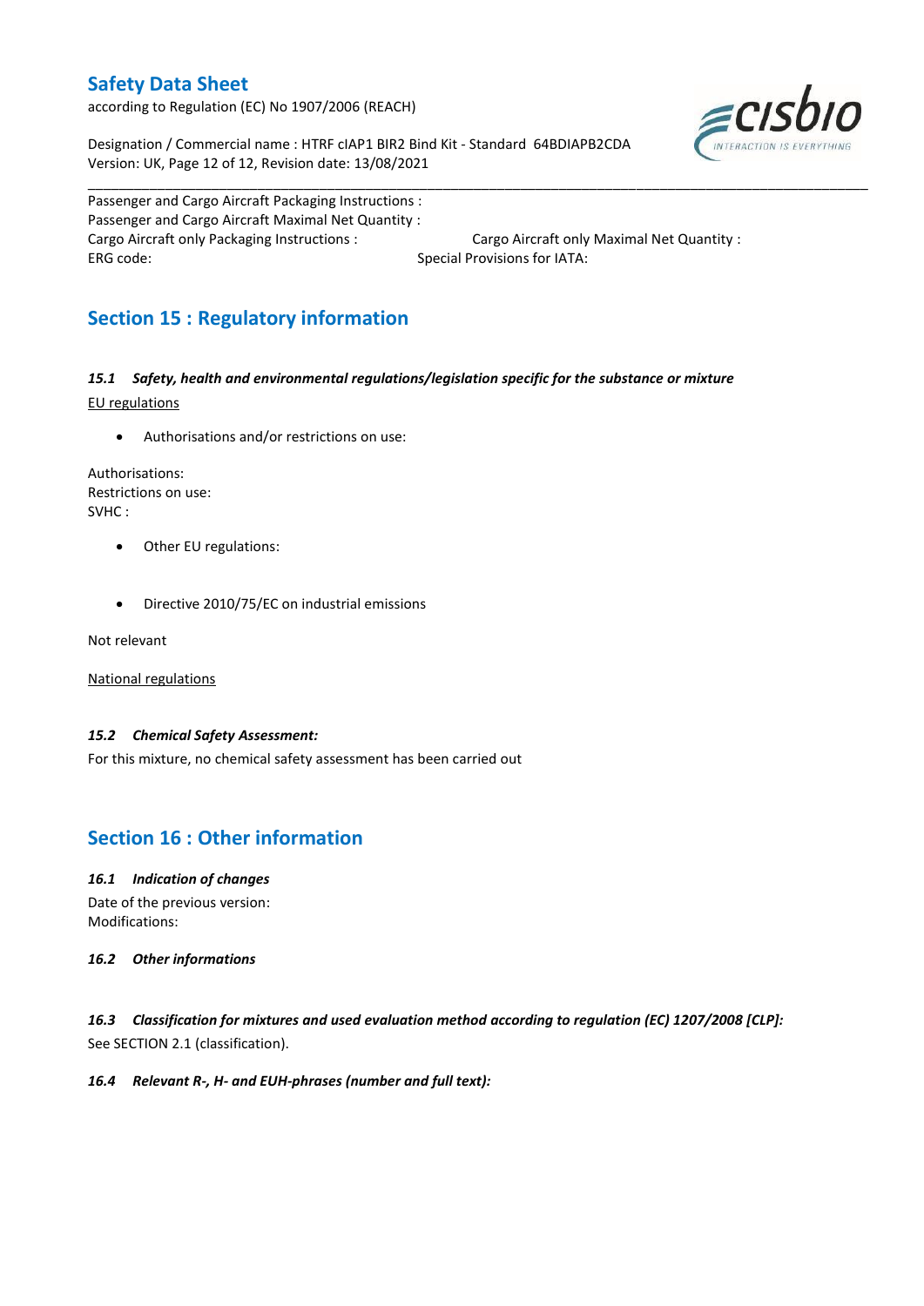Passenger and Cargo Aircraft Packaging Instructions :
Passenger and Cargo Aircraft Maximal Net Quantity :
Cargo Aircraft only Packaging Instructions : Cargo Aircraft only Maximal Net Quantity :
ERG code: Special Provisions for IATA:

## Section 15 : Regulatory information

### *15.1 Safety, health and environmental regulations/legislation specific for the substance or mixture*

EU regulations

- Authorisations and/or restrictions on use:

Authorisations:
Restrictions on use:
SVHC :

- Other EU regulations:

- Directive 2010/75/EC on industrial emissions

Not relevant

National regulations

### *15.2 Chemical Safety Assessment:*

For this mixture, no chemical safety assessment has been carried out

## Section 16 : Other information

### *16.1 Indication of changes*

Date of the previous version:
Modifications:

### *16.2 Other informations*

### *16.3 Classification for mixtures and used evaluation method according to regulation (EC) 1207/2008 [CLP]:*

See SECTION 2.1 (classification).

### *16.4 Relevant R-, H- and EUH-phrases (number and full text):*